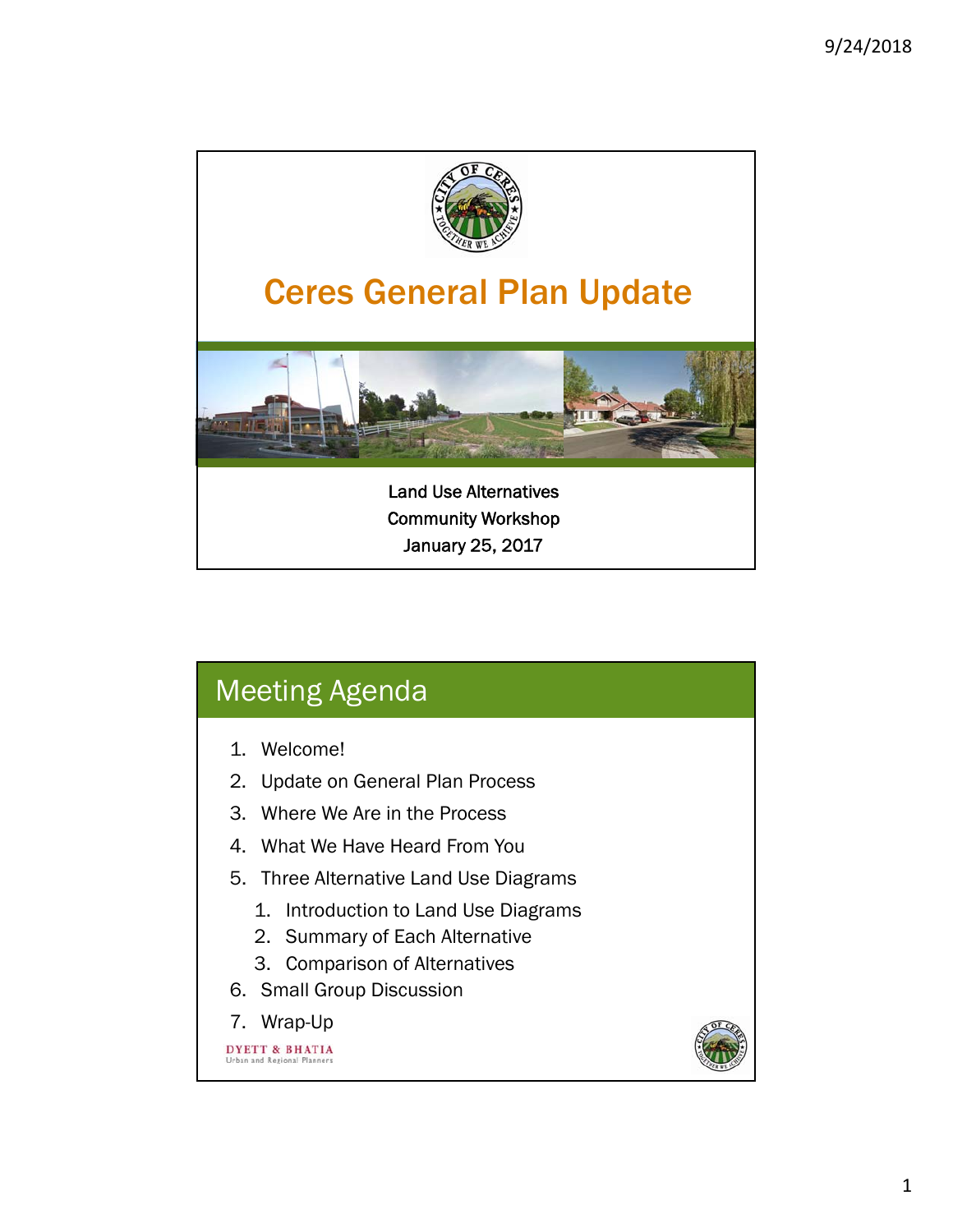# Ceres General Plan Update

Land Use Alternatives
Community Workshop
January 25, 2017

## Meeting Agenda

1. Welcome!
2. Update on General Plan Process
3. Where We Are in the Process
4. What We Have Heard From You
5. Three Alternative Land Use Diagrams
   1. Introduction to Land Use Diagrams
   2. Summary of Each Alternative
   3. Comparison of Alternatives
6. Small Group Discussion
7. Wrap-Up

DYETT & BHATIA
Urban and Regional Planners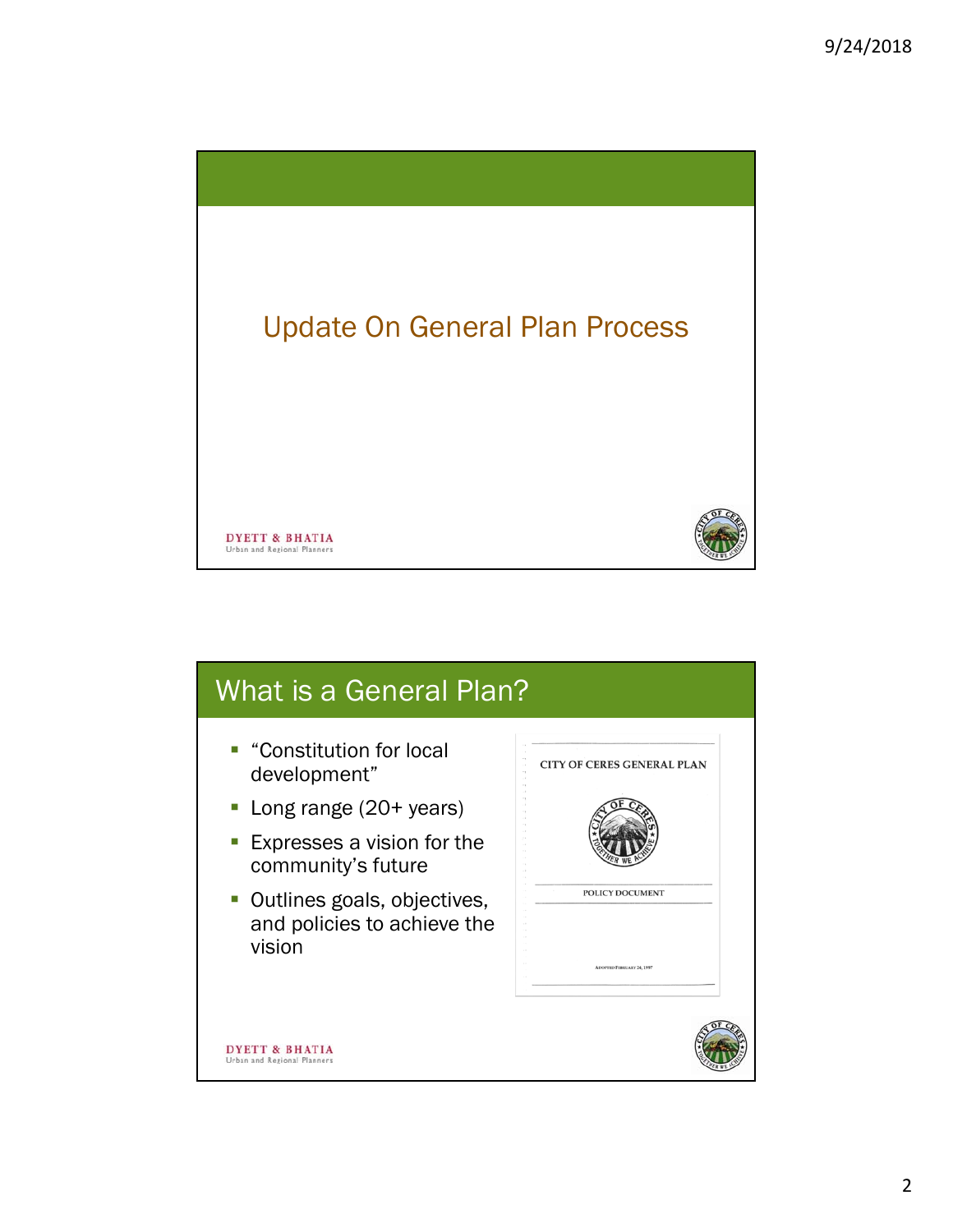# Update On General Plan Process

DYETT & BHATIA
Urban and Regional Planners

## What is a General Plan?

- "Constitution for local development"
- Long range (20+ years)
- Expresses a vision for the community's future
- Outlines goals, objectives, and policies to achieve the vision

CITY OF CERES GENERAL PLAN

POLICY DOCUMENT

ADOPTED FEBRUARY 24, 1997

DYETT & BHATIA
Urban and Regional Planners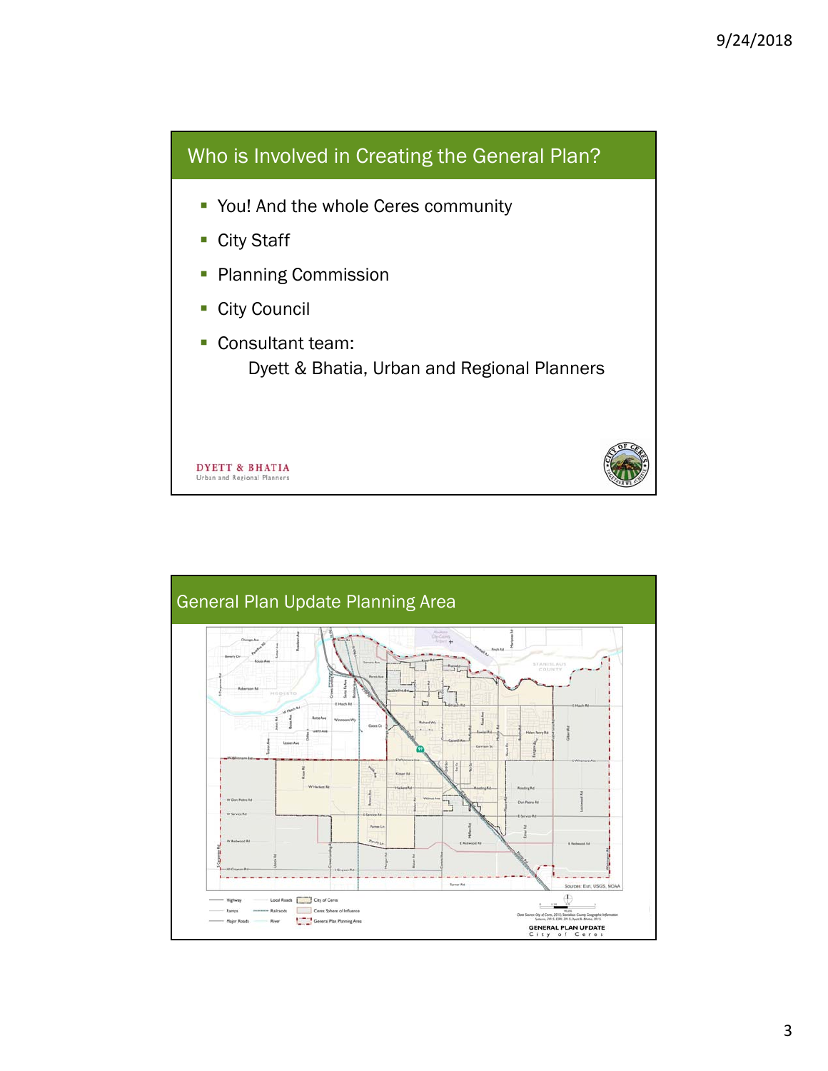## Who is Involved in Creating the General Plan?

- You! And the whole Ceres community
- City Staff
- Planning Commission
- City Council
- Consultant team:
  Dyett & Bhatia, Urban and Regional Planners

DYETT & BHATIA
Urban and Regional Planners

## General Plan Update Planning Area

Sources: Esri, USGS, NOAA

GENERAL PLAN UPDATE
City of Ceres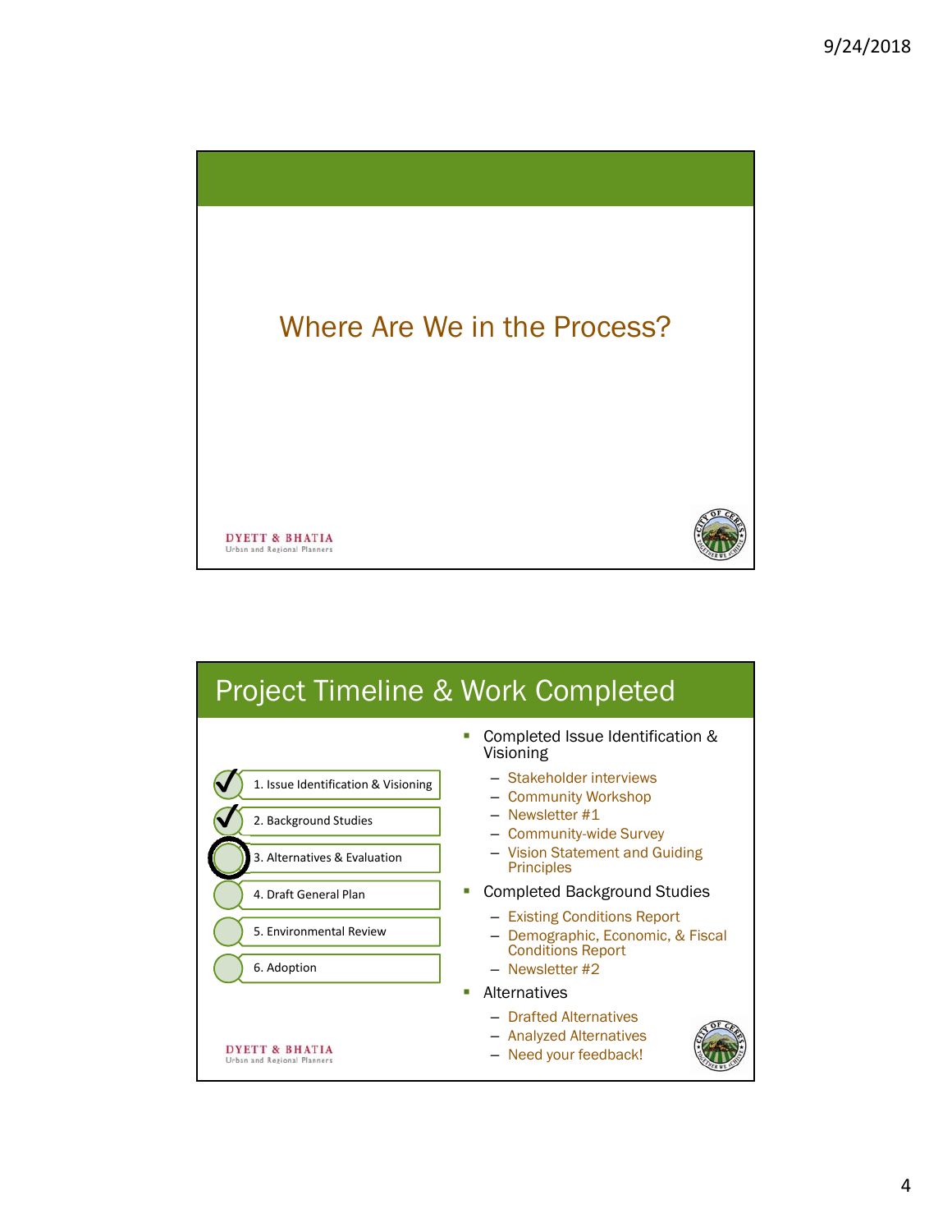## Where Are We in the Process?

DYETT & BHATIA
Urban and Regional Planners

## Project Timeline & Work Completed

- ✓ 1. Issue Identification & Visioning
- ✓ 2. Background Studies
- ○ 3. Alternatives & Evaluation
- 4. Draft General Plan
- 5. Environmental Review
- 6. Adoption

- Completed Issue Identification & Visioning
  - Stakeholder interviews
  - Community Workshop
  - Newsletter #1
  - Community-wide Survey
  - Vision Statement and Guiding Principles
- Completed Background Studies
  - Existing Conditions Report
  - Demographic, Economic, & Fiscal Conditions Report
  - Newsletter #2
- Alternatives
  - Drafted Alternatives
  - Analyzed Alternatives
  - Need your feedback!

DYETT & BHATIA
Urban and Regional Planners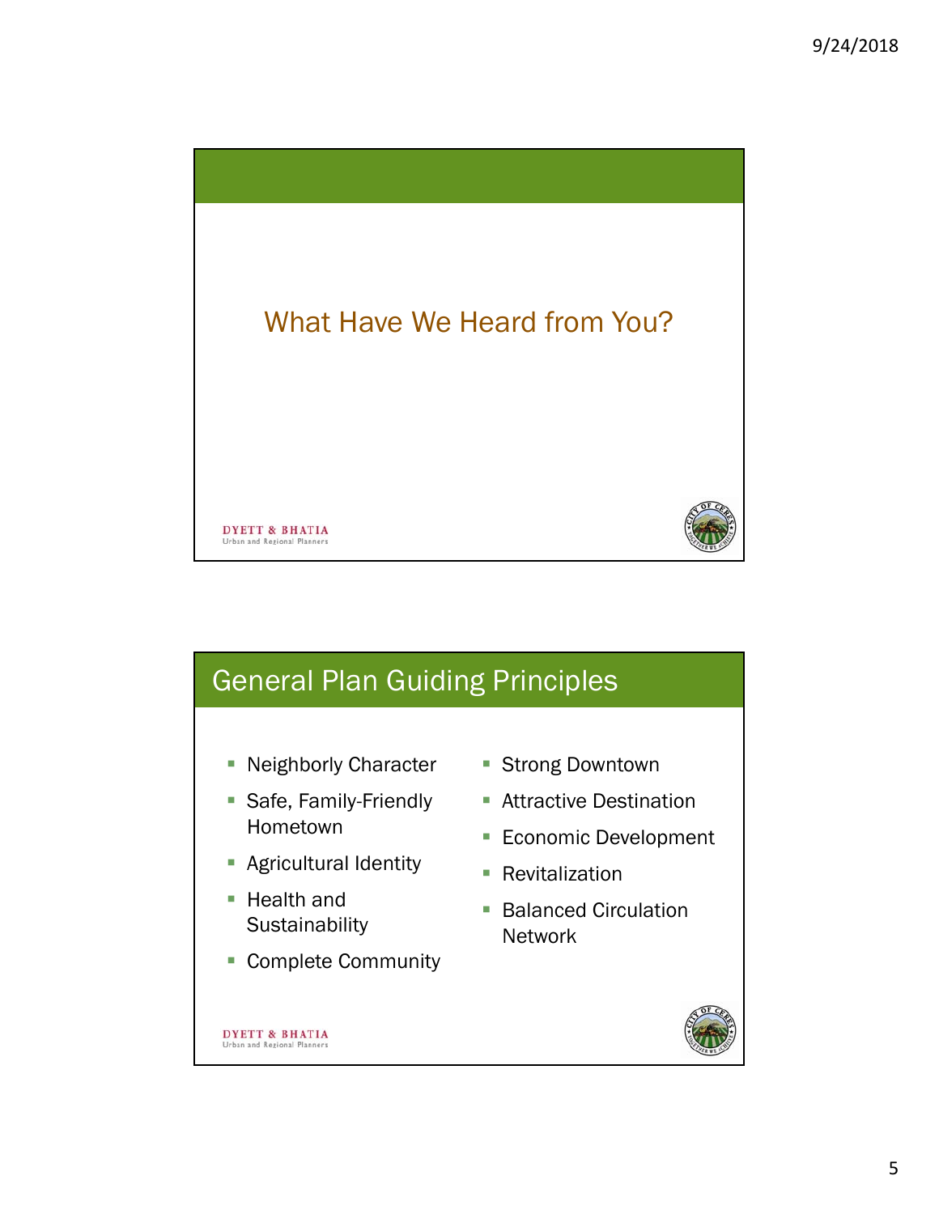## What Have We Heard from You?

DYETT & BHATIA
Urban and Regional Planners

## General Plan Guiding Principles

- Neighborly Character
- Safe, Family-Friendly Hometown
- Agricultural Identity
- Health and Sustainability
- Complete Community
- Strong Downtown
- Attractive Destination
- Economic Development
- Revitalization
- Balanced Circulation Network

DYETT & BHATIA
Urban and Regional Planners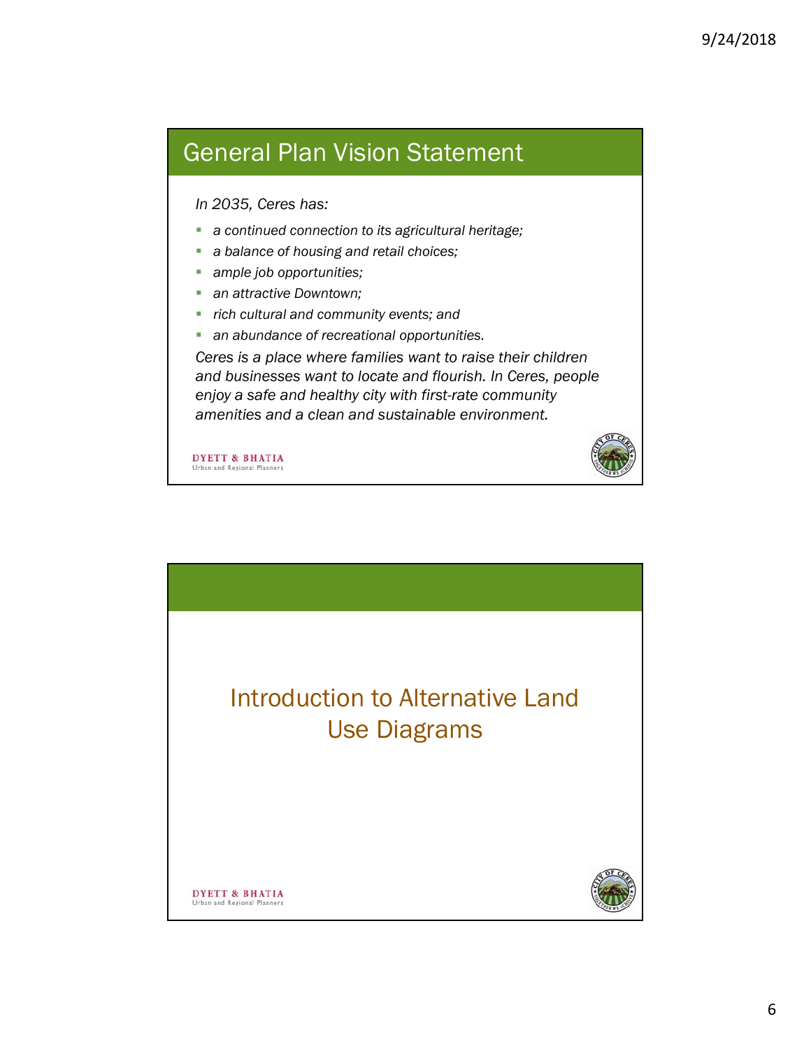## General Plan Vision Statement

*In 2035, Ceres has:*

- *a continued connection to its agricultural heritage;*
- *a balance of housing and retail choices;*
- *ample job opportunities;*
- *an attractive Downtown;*
- *rich cultural and community events; and*
- *an abundance of recreational opportunities.*

*Ceres is a place where families want to raise their children and businesses want to locate and flourish. In Ceres, people enjoy a safe and healthy city with first-rate community amenities and a clean and sustainable environment.*

DYETT & BHATIA
Urban and Regional Planners

## Introduction to Alternative Land Use Diagrams

DYETT & BHATIA
Urban and Regional Planners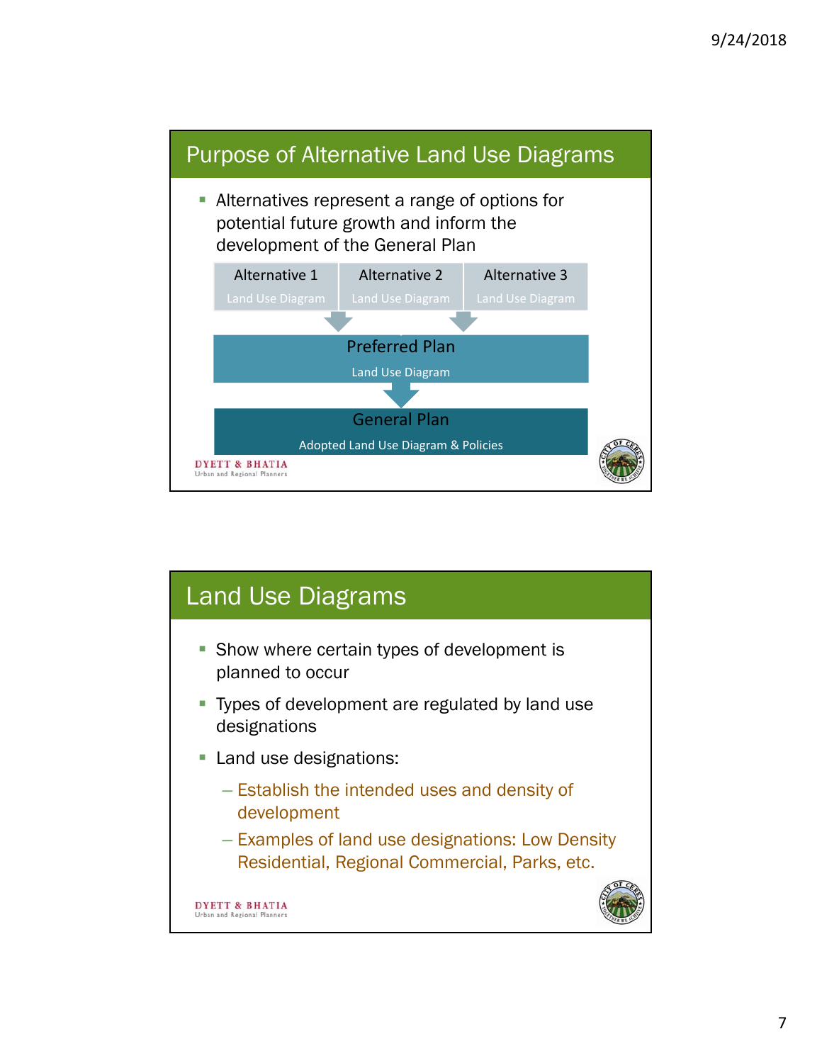## Purpose of Alternative Land Use Diagrams

- Alternatives represent a range of options for potential future growth and inform the development of the General Plan

| Alternative 1 | Alternative 2 | Alternative 3 |
| --- | --- | --- |
| Land Use Diagram | Land Use Diagram | Land Use Diagram |

↓

**Preferred Plan**
Land Use Diagram

↓

**General Plan**
Adopted Land Use Diagram & Policies

DYETT & BHATIA
Urban and Regional Planners

## Land Use Diagrams

- Show where certain types of development is planned to occur
- Types of development are regulated by land use designations
- Land use designations:
  - Establish the intended uses and density of development
  - Examples of land use designations: Low Density Residential, Regional Commercial, Parks, etc.

DYETT & BHATIA
Urban and Regional Planners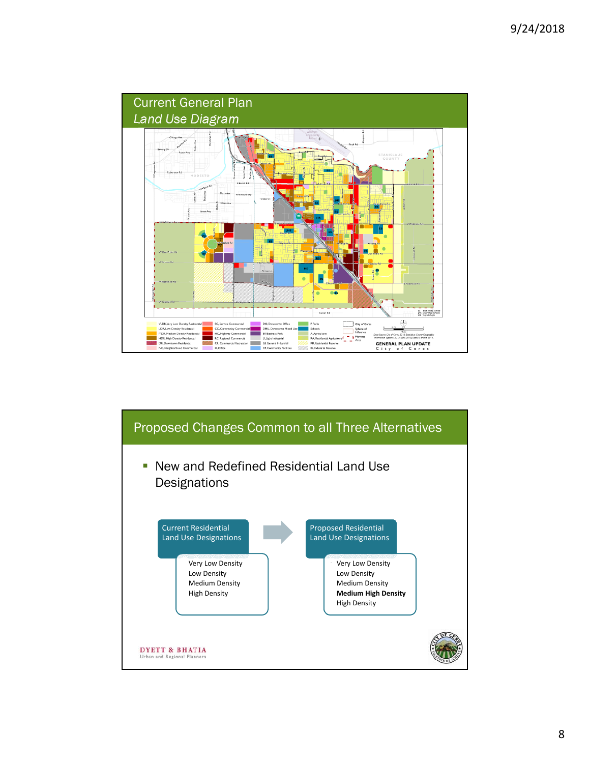## Current General Plan
## *Land Use Diagram*

VLDR, Very Low Density Residential
LDR, Low Density Residential
MDR, Medium Density Residential
HDR, High Density Residential
DR, Downtown Residential
NC, Neighborhood Commercial
SC, Service Commercial
CC, Community Commercial
HC, Highway Commercial
RC, Regional Commercial
CR, Commercial Recreation
O, Office
DO, Downtown Office
DMU, Downtown Mixed Use
BP, Business Park
LI, Light Industrial
GI, General Industrial
CF, Community Facilities
P, Parks
Schools
A, Agriculture
RA, Residential Agriculture
RR, Residential Reserve
IR, Industrial Reserve
City of Ceres
Sphere of Influence
Planning Area

GENERAL PLAN UPDATE
City of Ceres

## Proposed Changes Common to all Three Alternatives

- New and Redefined Residential Land Use Designations

| Current Residential Land Use Designations | Proposed Residential Land Use Designations |
|---|---|
| Very Low Density | Very Low Density |
| Low Density | Low Density |
| Medium Density | Medium Density |
| High Density | **Medium High Density** |
| | High Density |

DYETT & BHATIA
Urban and Regional Planners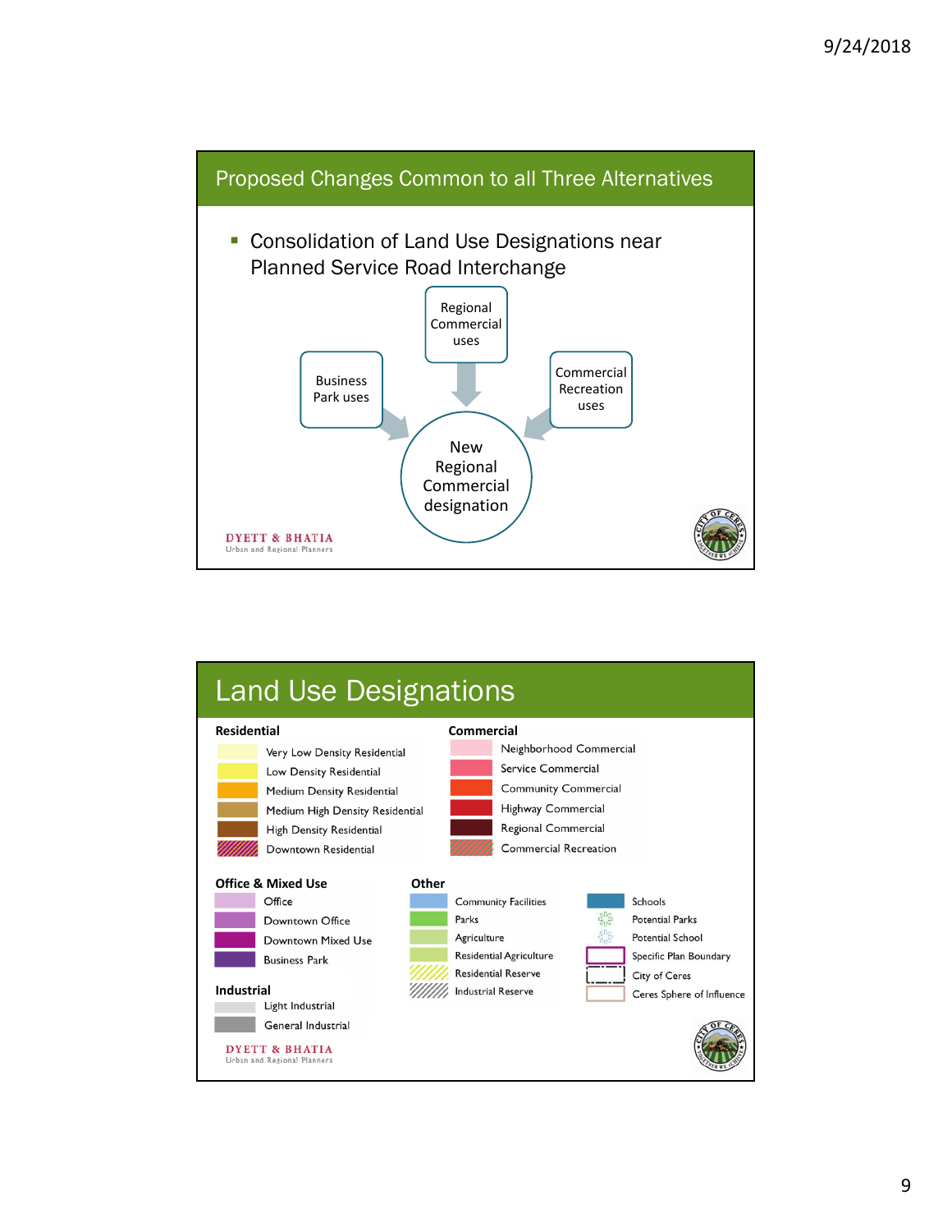## Proposed Changes Common to all Three Alternatives

- Consolidation of Land Use Designations near Planned Service Road Interchange

Business Park uses → New Regional Commercial designation

Regional Commercial uses → New Regional Commercial designation

Commercial Recreation uses → New Regional Commercial designation

DYETT & BHATIA
Urban and Regional Planners

## Land Use Designations

**Residential**

- Very Low Density Residential
- Low Density Residential
- Medium Density Residential
- Medium High Density Residential
- High Density Residential
- Downtown Residential

**Commercial**

- Neighborhood Commercial
- Service Commercial
- Community Commercial
- Highway Commercial
- Regional Commercial
- Commercial Recreation

**Office & Mixed Use**

- Office
- Downtown Office
- Downtown Mixed Use
- Business Park

**Industrial**

- Light Industrial
- General Industrial

**Other**

- Community Facilities
- Parks
- Agriculture
- Residential Agriculture
- Residential Reserve
- Industrial Reserve
- Schools
- Potential Parks
- Potential School
- Specific Plan Boundary
- City of Ceres
- Ceres Sphere of Influence

DYETT & BHATIA
Urban and Regional Planners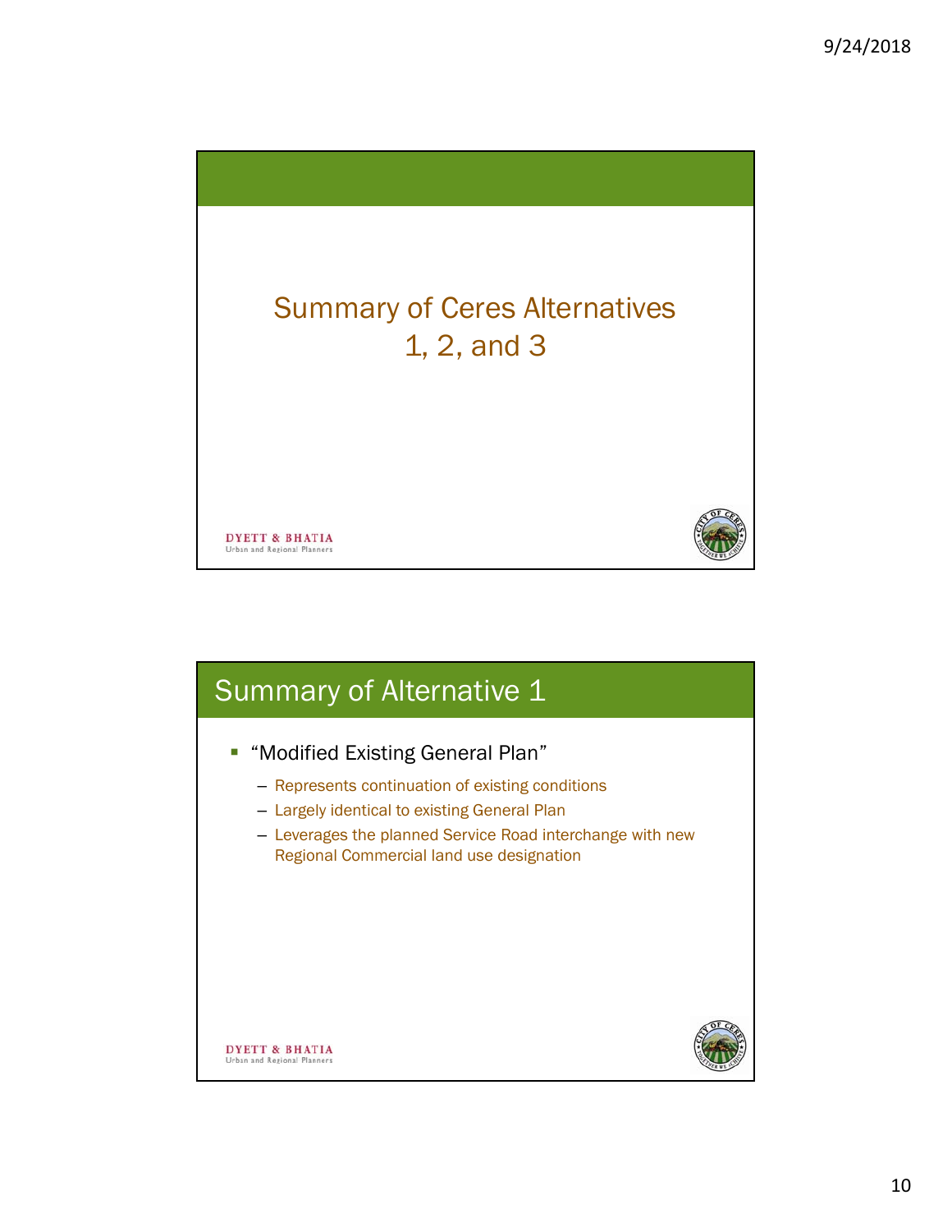# Summary of Ceres Alternatives 1, 2, and 3

## Summary of Alternative 1

- "Modified Existing General Plan"
  - Represents continuation of existing conditions
  - Largely identical to existing General Plan
  - Leverages the planned Service Road interchange with new Regional Commercial land use designation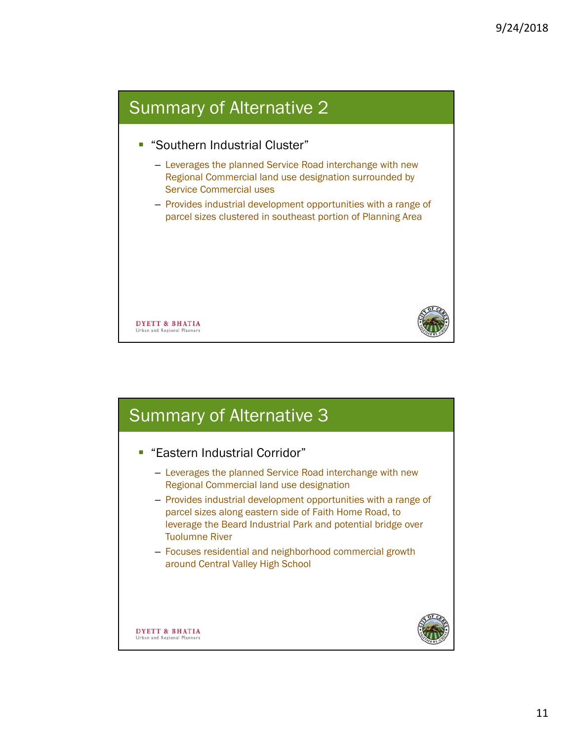## Summary of Alternative 2

- "Southern Industrial Cluster"
  - Leverages the planned Service Road interchange with new Regional Commercial land use designation surrounded by Service Commercial uses
  - Provides industrial development opportunities with a range of parcel sizes clustered in southeast portion of Planning Area

DYETT & BHATIA
Urban and Regional Planners

## Summary of Alternative 3

- "Eastern Industrial Corridor"
  - Leverages the planned Service Road interchange with new Regional Commercial land use designation
  - Provides industrial development opportunities with a range of parcel sizes along eastern side of Faith Home Road, to leverage the Beard Industrial Park and potential bridge over Tuolumne River
  - Focuses residential and neighborhood commercial growth around Central Valley High School

DYETT & BHATIA
Urban and Regional Planners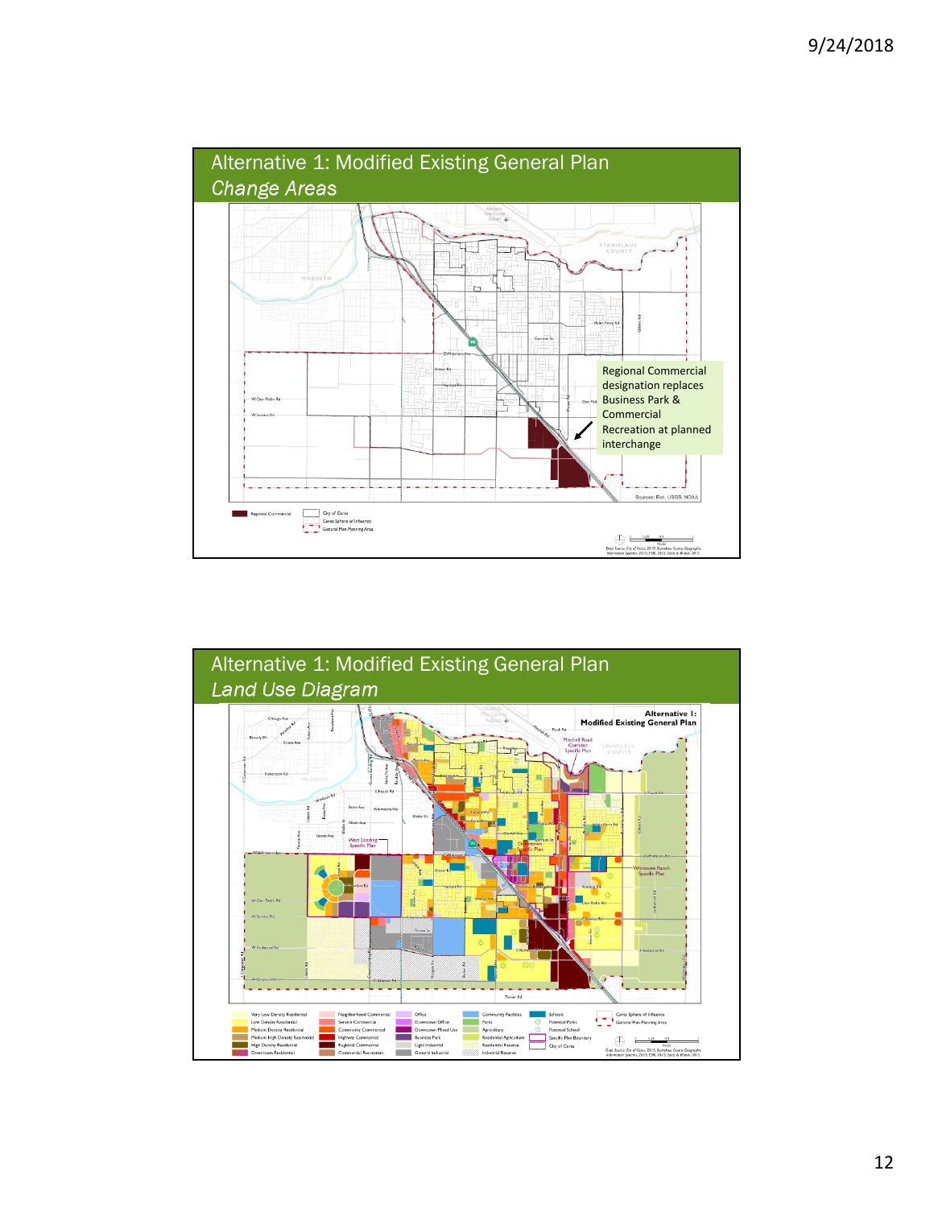## Alternative 1: Modified Existing General Plan

*Change Areas*

Regional Commercial designation replaces Business Park & Commercial Recreation at planned interchange

Regional Commercial

City of Ceres

Ceres Sphere of Influence

General Plan Planning Area

## Alternative 1: Modified Existing General Plan

*Land Use Diagram*

Alternative 1: Modified Existing General Plan

Very Low Density Residential
Low Density Residential
Medium Density Residential
Medium High Density Residential
High Density Residential
Downtown Residential
Neighborhood Commercial
Service Commercial
Community Commercial
Highway Commercial
Regional Commercial
Commercial Recreation
Office
Downtown Office
Downtown Mixed Use
Business Park
Light Industrial
General Industrial
Community Facilities
Parks
Agriculture
Residential Agriculture
Residential Reserve
Industrial Reserve
Schools
Potential Parks
Potential School
Specific Plan Boundary
City of Ceres
Ceres Sphere of Influence
General Plan Planning Area